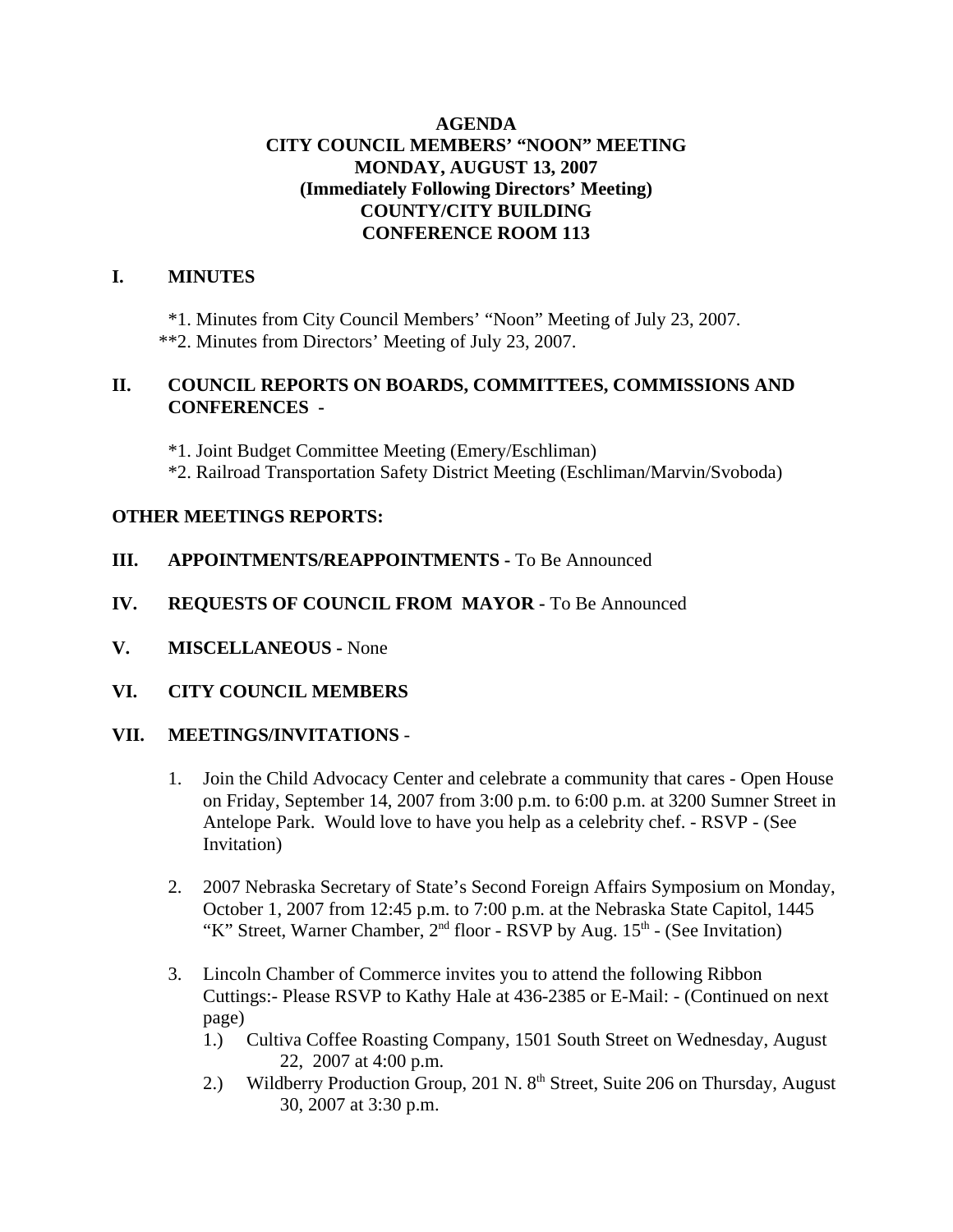# AGENDA
## CITY COUNCIL MEMBERS' "NOON" MEETING
## MONDAY, AUGUST 13, 2007
## (Immediately Following Directors' Meeting)
## COUNTY/CITY BUILDING
## CONFERENCE ROOM 113

**I. MINUTES**

*1. Minutes from City Council Members' "Noon" Meeting of July 23, 2007.
**2. Minutes from Directors' Meeting of July 23, 2007.

**II. COUNCIL REPORTS ON BOARDS, COMMITTEES, COMMISSIONS AND CONFERENCES -**

*1. Joint Budget Committee Meeting (Emery/Eschliman)
*2. Railroad Transportation Safety District Meeting (Eschliman/Marvin/Svoboda)

**OTHER MEETINGS REPORTS:**

**III. APPOINTMENTS/REAPPOINTMENTS -** To Be Announced

**IV. REQUESTS OF COUNCIL FROM MAYOR -** To Be Announced

**V. MISCELLANEOUS -** None

**VI. CITY COUNCIL MEMBERS**

**VII. MEETINGS/INVITATIONS -**

1. Join the Child Advocacy Center and celebrate a community that cares - Open House on Friday, September 14, 2007 from 3:00 p.m. to 6:00 p.m. at 3200 Sumner Street in Antelope Park. Would love to have you help as a celebrity chef. - RSVP - (See Invitation)

2. 2007 Nebraska Secretary of State's Second Foreign Affairs Symposium on Monday, October 1, 2007 from 12:45 p.m. to 7:00 p.m. at the Nebraska State Capitol, 1445 "K" Street, Warner Chamber, 2nd floor - RSVP by Aug. 15th - (See Invitation)

3. Lincoln Chamber of Commerce invites you to attend the following Ribbon Cuttings:- Please RSVP to Kathy Hale at 436-2385 or E-Mail: - (Continued on next page)
   1.) Cultiva Coffee Roasting Company, 1501 South Street on Wednesday, August 22, 2007 at 4:00 p.m.
   2.) Wildberry Production Group, 201 N. 8th Street, Suite 206 on Thursday, August 30, 2007 at 3:30 p.m.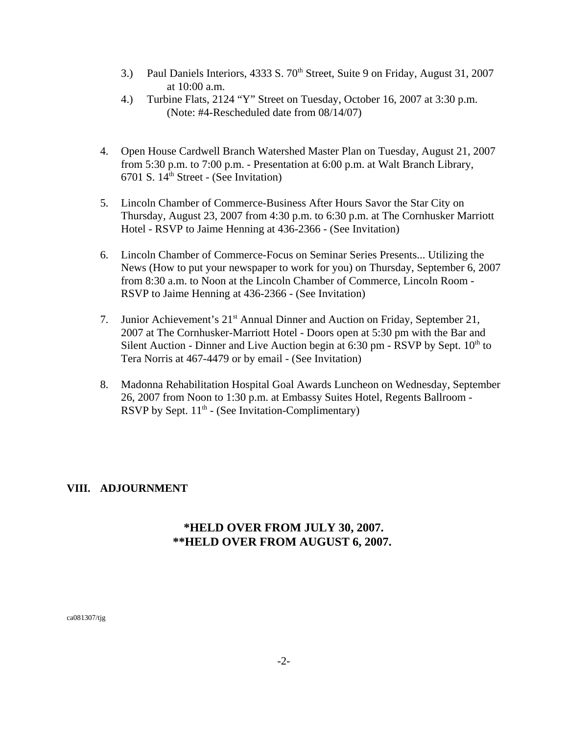3.) Paul Daniels Interiors, 4333 S. 70th Street, Suite 9 on Friday, August 31, 2007 at 10:00 a.m.

4.) Turbine Flats, 2124 “Y” Street on Tuesday, October 16, 2007 at 3:30 p.m. (Note: #4-Rescheduled date from 08/14/07)

4. Open House Cardwell Branch Watershed Master Plan on Tuesday, August 21, 2007 from 5:30 p.m. to 7:00 p.m. - Presentation at 6:00 p.m. at Walt Branch Library, 6701 S. 14th Street - (See Invitation)

5. Lincoln Chamber of Commerce-Business After Hours Savor the Star City on Thursday, August 23, 2007 from 4:30 p.m. to 6:30 p.m. at The Cornhusker Marriott Hotel - RSVP to Jaime Henning at 436-2366 - (See Invitation)

6. Lincoln Chamber of Commerce-Focus on Seminar Series Presents... Utilizing the News (How to put your newspaper to work for you) on Thursday, September 6, 2007 from 8:30 a.m. to Noon at the Lincoln Chamber of Commerce, Lincoln Room - RSVP to Jaime Henning at 436-2366 - (See Invitation)

7. Junior Achievement’s 21st Annual Dinner and Auction on Friday, September 21, 2007 at The Cornhusker-Marriott Hotel - Doors open at 5:30 pm with the Bar and Silent Auction - Dinner and Live Auction begin at 6:30 pm - RSVP by Sept. 10th to Tera Norris at 467-4479 or by email - (See Invitation)

8. Madonna Rehabilitation Hospital Goal Awards Luncheon on Wednesday, September 26, 2007 from Noon to 1:30 p.m. at Embassy Suites Hotel, Regents Ballroom - RSVP by Sept. 11th - (See Invitation-Complimentary)

**VIII. ADJOURNMENT**

**\*HELD OVER FROM JULY 30, 2007.**
**\*\*HELD OVER FROM AUGUST 6, 2007.**

ca081307/tjg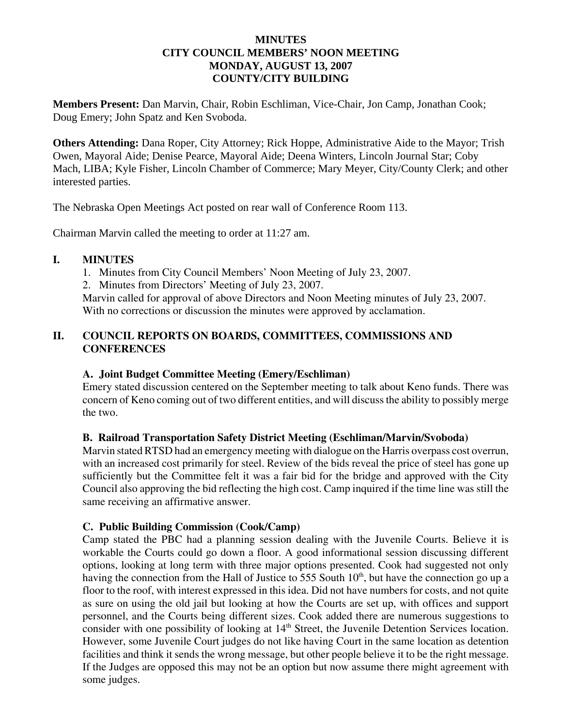**MINUTES**
**CITY COUNCIL MEMBERS' NOON MEETING**
**MONDAY, AUGUST 13, 2007**
**COUNTY/CITY BUILDING**

**Members Present:** Dan Marvin, Chair, Robin Eschliman, Vice-Chair, Jon Camp, Jonathan Cook; Doug Emery; John Spatz and Ken Svoboda.

**Others Attending:** Dana Roper, City Attorney; Rick Hoppe, Administrative Aide to the Mayor; Trish Owen, Mayoral Aide; Denise Pearce, Mayoral Aide; Deena Winters, Lincoln Journal Star; Coby Mach, LIBA; Kyle Fisher, Lincoln Chamber of Commerce; Mary Meyer, City/County Clerk; and other interested parties.

The Nebraska Open Meetings Act posted on rear wall of Conference Room 113.

Chairman Marvin called the meeting to order at 11:27 am.

## I. MINUTES

1. Minutes from City Council Members' Noon Meeting of July 23, 2007.
2. Minutes from Directors' Meeting of July 23, 2007.

Marvin called for approval of above Directors and Noon Meeting minutes of July 23, 2007. With no corrections or discussion the minutes were approved by acclamation.

## II. COUNCIL REPORTS ON BOARDS, COMMITTEES, COMMISSIONS AND CONFERENCES

### A. Joint Budget Committee Meeting (Emery/Eschliman)

Emery stated discussion centered on the September meeting to talk about Keno funds. There was concern of Keno coming out of two different entities, and will discuss the ability to possibly merge the two.

### B. Railroad Transportation Safety District Meeting (Eschliman/Marvin/Svoboda)

Marvin stated RTSD had an emergency meeting with dialogue on the Harris overpass cost overrun, with an increased cost primarily for steel. Review of the bids reveal the price of steel has gone up sufficiently but the Committee felt it was a fair bid for the bridge and approved with the City Council also approving the bid reflecting the high cost. Camp inquired if the time line was still the same receiving an affirmative answer.

### C. Public Building Commission (Cook/Camp)

Camp stated the PBC had a planning session dealing with the Juvenile Courts. Believe it is workable the Courts could go down a floor. A good informational session discussing different options, looking at long term with three major options presented. Cook had suggested not only having the connection from the Hall of Justice to 555 South 10th, but have the connection go up a floor to the roof, with interest expressed in this idea. Did not have numbers for costs, and not quite as sure on using the old jail but looking at how the Courts are set up, with offices and support personnel, and the Courts being different sizes. Cook added there are numerous suggestions to consider with one possibility of looking at 14th Street, the Juvenile Detention Services location. However, some Juvenile Court judges do not like having Court in the same location as detention facilities and think it sends the wrong message, but other people believe it to be the right message. If the Judges are opposed this may not be an option but now assume there might agreement with some judges.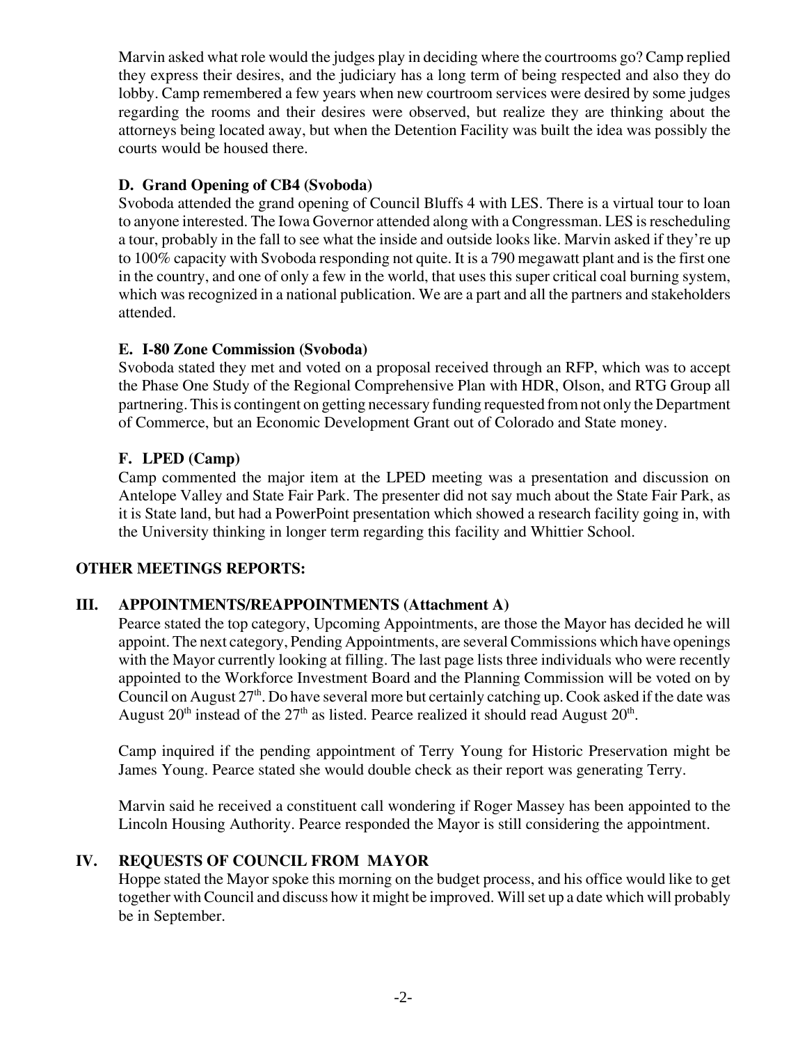Marvin asked what role would the judges play in deciding where the courtrooms go? Camp replied they express their desires, and the judiciary has a long term of being respected and also they do lobby. Camp remembered a few years when new courtroom services were desired by some judges regarding the rooms and their desires were observed, but realize they are thinking about the attorneys being located away, but when the Detention Facility was built the idea was possibly the courts would be housed there.

**D. Grand Opening of CB4 (Svoboda)**

Svoboda attended the grand opening of Council Bluffs 4 with LES. There is a virtual tour to loan to anyone interested. The Iowa Governor attended along with a Congressman. LES is rescheduling a tour, probably in the fall to see what the inside and outside looks like. Marvin asked if they're up to 100% capacity with Svoboda responding not quite. It is a 790 megawatt plant and is the first one in the country, and one of only a few in the world, that uses this super critical coal burning system, which was recognized in a national publication. We are a part and all the partners and stakeholders attended.

**E. I-80 Zone Commission (Svoboda)**

Svoboda stated they met and voted on a proposal received through an RFP, which was to accept the Phase One Study of the Regional Comprehensive Plan with HDR, Olson, and RTG Group all partnering. This is contingent on getting necessary funding requested from not only the Department of Commerce, but an Economic Development Grant out of Colorado and State money.

**F. LPED (Camp)**

Camp commented the major item at the LPED meeting was a presentation and discussion on Antelope Valley and State Fair Park. The presenter did not say much about the State Fair Park, as it is State land, but had a PowerPoint presentation which showed a research facility going in, with the University thinking in longer term regarding this facility and Whittier School.

**OTHER MEETINGS REPORTS:**

## III. APPOINTMENTS/REAPPOINTMENTS (Attachment A)

Pearce stated the top category, Upcoming Appointments, are those the Mayor has decided he will appoint. The next category, Pending Appointments, are several Commissions which have openings with the Mayor currently looking at filling. The last page lists three individuals who were recently appointed to the Workforce Investment Board and the Planning Commission will be voted on by Council on August 27th. Do have several more but certainly catching up. Cook asked if the date was August 20th instead of the 27th as listed. Pearce realized it should read August 20th.

Camp inquired if the pending appointment of Terry Young for Historic Preservation might be James Young. Pearce stated she would double check as their report was generating Terry.

Marvin said he received a constituent call wondering if Roger Massey has been appointed to the Lincoln Housing Authority. Pearce responded the Mayor is still considering the appointment.

## IV. REQUESTS OF COUNCIL FROM MAYOR

Hoppe stated the Mayor spoke this morning on the budget process, and his office would like to get together with Council and discuss how it might be improved. Will set up a date which will probably be in September.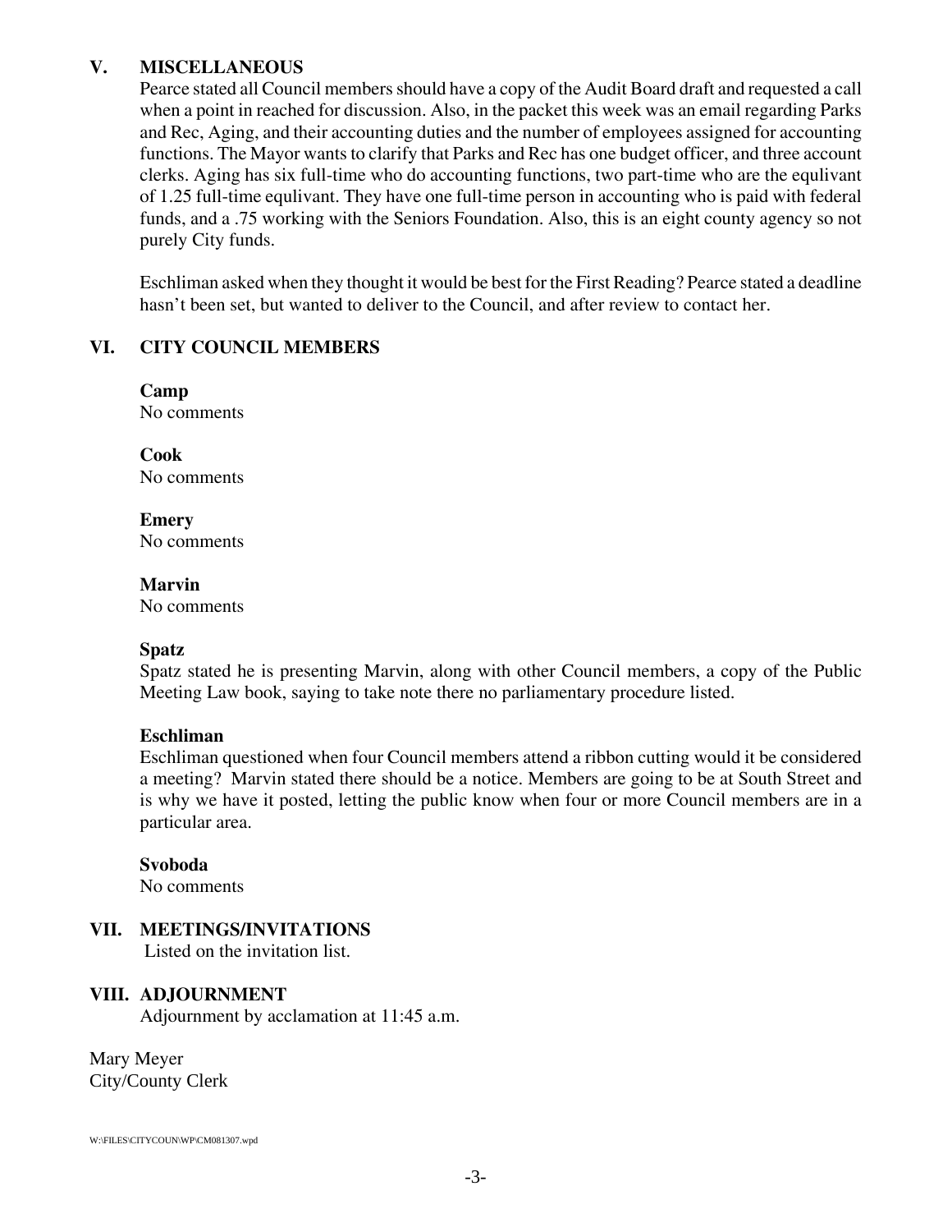## V. MISCELLANEOUS

Pearce stated all Council members should have a copy of the Audit Board draft and requested a call when a point in reached for discussion. Also, in the packet this week was an email regarding Parks and Rec, Aging, and their accounting duties and the number of employees assigned for accounting functions. The Mayor wants to clarify that Parks and Rec has one budget officer, and three account clerks. Aging has six full-time who do accounting functions, two part-time who are the equlivant of 1.25 full-time equlivant. They have one full-time person in accounting who is paid with federal funds, and a .75 working with the Seniors Foundation. Also, this is an eight county agency so not purely City funds.

Eschliman asked when they thought it would be best for the First Reading? Pearce stated a deadline hasn't been set, but wanted to deliver to the Council, and after review to contact her.

## VI. CITY COUNCIL MEMBERS

**Camp**
No comments

**Cook**
No comments

**Emery**
No comments

**Marvin**
No comments

**Spatz**
Spatz stated he is presenting Marvin, along with other Council members, a copy of the Public Meeting Law book, saying to take note there no parliamentary procedure listed.

**Eschliman**
Eschliman questioned when four Council members attend a ribbon cutting would it be considered a meeting? Marvin stated there should be a notice. Members are going to be at South Street and is why we have it posted, letting the public know when four or more Council members are in a particular area.

**Svoboda**
No comments

## VII. MEETINGS/INVITATIONS

Listed on the invitation list.

## VIII. ADJOURNMENT

Adjournment by acclamation at 11:45 a.m.

Mary Meyer
City/County Clerk

W:\FILES\CITYCOUN\WP\CM081307.wpd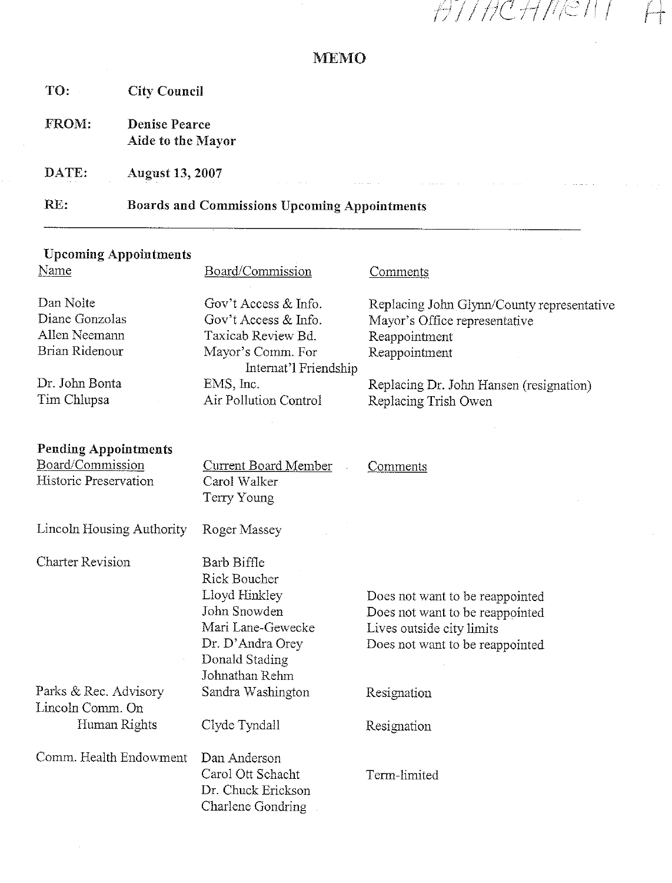ATTACHMENT A

# MEMO

**TO:** City Council

**FROM:** Denise Pearce
Aide to the Mayor

**DATE:** August 13, 2007

**RE:** Boards and Commissions Upcoming Appointments

---

## Upcoming Appointments

| Name | Board/Commission | Comments |
|---|---|---|
| Dan Nolte | Gov't Access & Info. | Replacing John Glynn/County representative |
| Diane Gonzolas | Gov't Access & Info. | Mayor's Office representative |
| Allen Neemann | Taxicab Review Bd. | Reappointment |
| Brian Ridenour | Mayor's Comm. For Internat'l Friendship | Reappointment |
| Dr. John Bonta | EMS, Inc. | Replacing Dr. John Hansen (resignation) |
| Tim Chlupsa | Air Pollution Control | Replacing Trish Owen |

## Pending Appointments

| Board/Commission | Current Board Member | Comments |
|---|---|---|
| Historic Preservation | Carol Walker | |
| | Terry Young | |
| Lincoln Housing Authority | Roger Massey | |
| Charter Revision | Barb Biffle | |
| | Rick Boucher | |
| | Lloyd Hinkley | Does not want to be reappointed |
| | John Snowden | Does not want to be reappointed |
| | Mari Lane-Gewecke | Lives outside city limits |
| | Dr. D'Andra Orey | Does not want to be reappointed |
| | Donald Stading | |
| | Johnathan Rehm | |
| Parks & Rec. Advisory | Sandra Washington | Resignation |
| Lincoln Comm. On Human Rights | Clyde Tyndall | Resignation |
| Comm. Health Endowment | Dan Anderson | |
| | Carol Ott Schacht | Term-limited |
| | Dr. Chuck Erickson | |
| | Charlene Gondring | |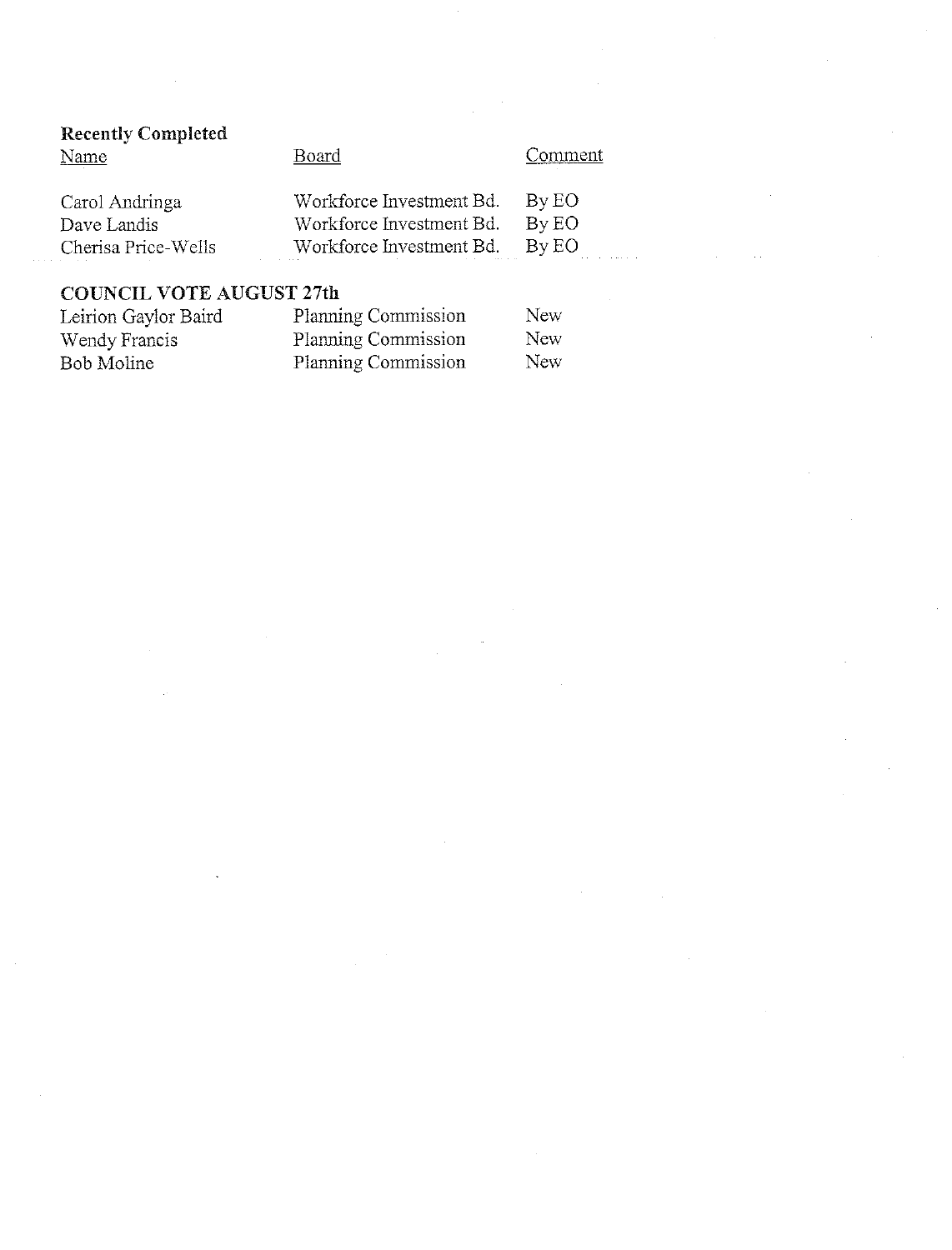**Recently Completed**

| Name | Board | Comment |
|---|---|---|
| Carol Andringa | Workforce Investment Bd. | By EO |
| Dave Landis | Workforce Investment Bd. | By EO |
| Cherisa Price-Wells | Workforce Investment Bd. | By EO |

**COUNCIL VOTE AUGUST 27th**

| | | |
|---|---|---|
| Leirion Gaylor Baird | Planning Commission | New |
| Wendy Francis | Planning Commission | New |
| Bob Moline | Planning Commission | New |